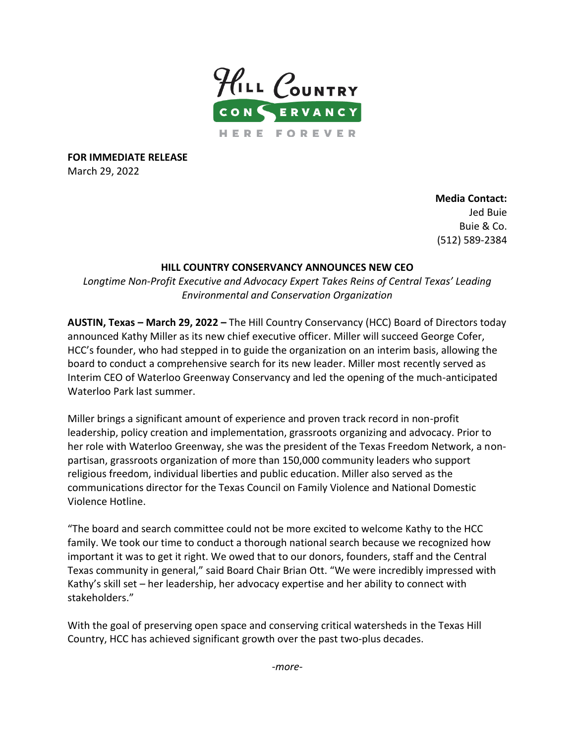**FOR IMMEDIATE RELEASE**
March 29, 2022

**Media Contact:**
Jed Buie
Buie & Co.
(512) 589-2384

## HILL COUNTRY CONSERVANCY ANNOUNCES NEW CEO

*Longtime Non-Profit Executive and Advocacy Expert Takes Reins of Central Texas' Leading Environmental and Conservation Organization*

**AUSTIN, Texas – March 29, 2022 –** The Hill Country Conservancy (HCC) Board of Directors today announced Kathy Miller as its new chief executive officer. Miller will succeed George Cofer, HCC's founder, who had stepped in to guide the organization on an interim basis, allowing the board to conduct a comprehensive search for its new leader. Miller most recently served as Interim CEO of Waterloo Greenway Conservancy and led the opening of the much-anticipated Waterloo Park last summer.

Miller brings a significant amount of experience and proven track record in non-profit leadership, policy creation and implementation, grassroots organizing and advocacy. Prior to her role with Waterloo Greenway, she was the president of the Texas Freedom Network, a non-partisan, grassroots organization of more than 150,000 community leaders who support religious freedom, individual liberties and public education. Miller also served as the communications director for the Texas Council on Family Violence and National Domestic Violence Hotline.

"The board and search committee could not be more excited to welcome Kathy to the HCC family. We took our time to conduct a thorough national search because we recognized how important it was to get it right. We owed that to our donors, founders, staff and the Central Texas community in general," said Board Chair Brian Ott. "We were incredibly impressed with Kathy's skill set – her leadership, her advocacy expertise and her ability to connect with stakeholders."

With the goal of preserving open space and conserving critical watersheds in the Texas Hill Country, HCC has achieved significant growth over the past two-plus decades.

*-more-*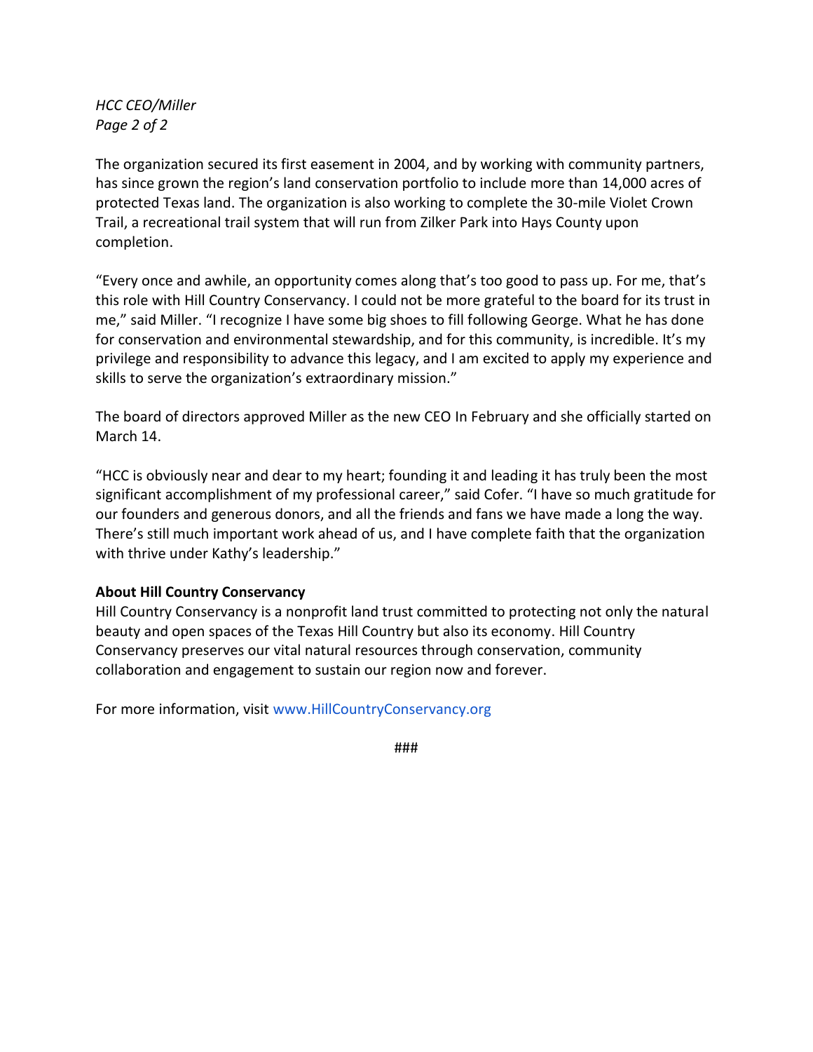The organization secured its first easement in 2004, and by working with community partners, has since grown the region's land conservation portfolio to include more than 14,000 acres of protected Texas land. The organization is also working to complete the 30-mile Violet Crown Trail, a recreational trail system that will run from Zilker Park into Hays County upon completion.

"Every once and awhile, an opportunity comes along that's too good to pass up. For me, that's this role with Hill Country Conservancy. I could not be more grateful to the board for its trust in me," said Miller. "I recognize I have some big shoes to fill following George. What he has done for conservation and environmental stewardship, and for this community, is incredible. It's my privilege and responsibility to advance this legacy, and I am excited to apply my experience and skills to serve the organization's extraordinary mission."

The board of directors approved Miller as the new CEO In February and she officially started on March 14.

"HCC is obviously near and dear to my heart; founding it and leading it has truly been the most significant accomplishment of my professional career," said Cofer. "I have so much gratitude for our founders and generous donors, and all the friends and fans we have made a long the way. There's still much important work ahead of us, and I have complete faith that the organization with thrive under Kathy's leadership."

**About Hill Country Conservancy**
Hill Country Conservancy is a nonprofit land trust committed to protecting not only the natural beauty and open spaces of the Texas Hill Country but also its economy. Hill Country Conservancy preserves our vital natural resources through conservation, community collaboration and engagement to sustain our region now and forever.

For more information, visit www.HillCountryConservancy.org

###